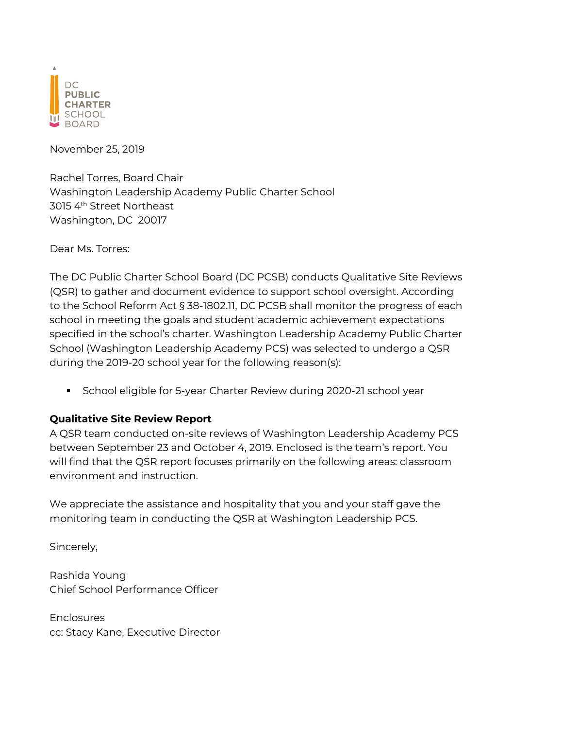DC
PUBLIC
CHARTER
SCHOOL
BOARD

November 25, 2019

Rachel Torres, Board Chair
Washington Leadership Academy Public Charter School
3015 4th Street Northeast
Washington, DC 20017

Dear Ms. Torres:

The DC Public Charter School Board (DC PCSB) conducts Qualitative Site Reviews (QSR) to gather and document evidence to support school oversight. According to the School Reform Act § 38-1802.11, DC PCSB shall monitor the progress of each school in meeting the goals and student academic achievement expectations specified in the school's charter. Washington Leadership Academy Public Charter School (Washington Leadership Academy PCS) was selected to undergo a QSR during the 2019-20 school year for the following reason(s):

- School eligible for 5-year Charter Review during 2020-21 school year

**Qualitative Site Review Report**
A QSR team conducted on-site reviews of Washington Leadership Academy PCS between September 23 and October 4, 2019. Enclosed is the team's report. You will find that the QSR report focuses primarily on the following areas: classroom environment and instruction.

We appreciate the assistance and hospitality that you and your staff gave the monitoring team in conducting the QSR at Washington Leadership PCS.

Sincerely,

Rashida Young
Chief School Performance Officer

Enclosures
cc: Stacy Kane, Executive Director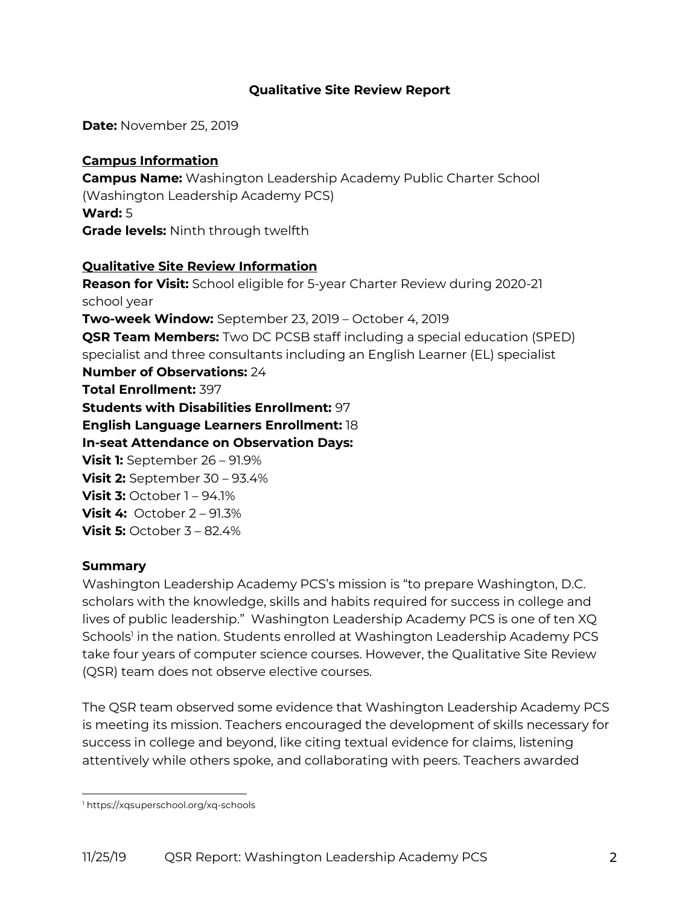**Qualitative Site Review Report**

**Date:** November 25, 2019

**Campus Information**

**Campus Name:** Washington Leadership Academy Public Charter School (Washington Leadership Academy PCS)
**Ward:** 5
**Grade levels:** Ninth through twelfth

**Qualitative Site Review Information**

**Reason for Visit:** School eligible for 5-year Charter Review during 2020-21 school year
**Two-week Window:** September 23, 2019 – October 4, 2019
**QSR Team Members:** Two DC PCSB staff including a special education (SPED) specialist and three consultants including an English Learner (EL) specialist
**Number of Observations:** 24
**Total Enrollment:** 397
**Students with Disabilities Enrollment:** 97
**English Language Learners Enrollment:** 18
**In-seat Attendance on Observation Days:**
**Visit 1:** September 26 – 91.9%
**Visit 2:** September 30 – 93.4%
**Visit 3:** October 1 – 94.1%
**Visit 4:** October 2 – 91.3%
**Visit 5:** October 3 – 82.4%

**Summary**

Washington Leadership Academy PCS's mission is "to prepare Washington, D.C. scholars with the knowledge, skills and habits required for success in college and lives of public leadership." Washington Leadership Academy PCS is one of ten XQ Schools[1] in the nation. Students enrolled at Washington Leadership Academy PCS take four years of computer science courses. However, the Qualitative Site Review (QSR) team does not observe elective courses.

The QSR team observed some evidence that Washington Leadership Academy PCS is meeting its mission. Teachers encouraged the development of skills necessary for success in college and beyond, like citing textual evidence for claims, listening attentively while others spoke, and collaborating with peers. Teachers awarded

[1] https://xqsuperschool.org/xq-schools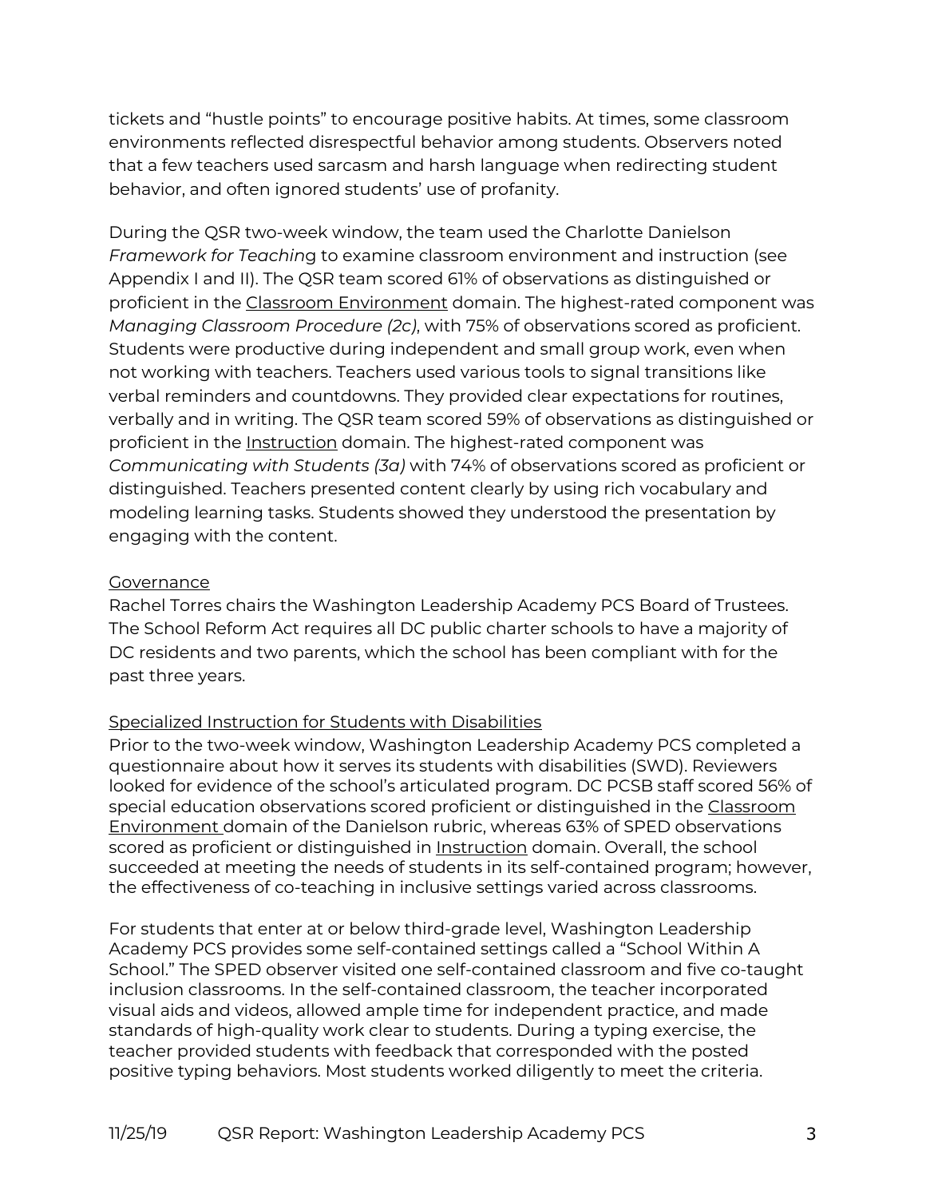tickets and "hustle points" to encourage positive habits. At times, some classroom environments reflected disrespectful behavior among students. Observers noted that a few teachers used sarcasm and harsh language when redirecting student behavior, and often ignored students' use of profanity.

During the QSR two-week window, the team used the Charlotte Danielson *Framework for Teaching* to examine classroom environment and instruction (see Appendix I and II). The QSR team scored 61% of observations as distinguished or proficient in the Classroom Environment domain. The highest-rated component was *Managing Classroom Procedure (2c)*, with 75% of observations scored as proficient. Students were productive during independent and small group work, even when not working with teachers. Teachers used various tools to signal transitions like verbal reminders and countdowns. They provided clear expectations for routines, verbally and in writing. The QSR team scored 59% of observations as distinguished or proficient in the Instruction domain. The highest-rated component was *Communicating with Students (3a)* with 74% of observations scored as proficient or distinguished. Teachers presented content clearly by using rich vocabulary and modeling learning tasks. Students showed they understood the presentation by engaging with the content.

### Governance

Rachel Torres chairs the Washington Leadership Academy PCS Board of Trustees. The School Reform Act requires all DC public charter schools to have a majority of DC residents and two parents, which the school has been compliant with for the past three years.

### Specialized Instruction for Students with Disabilities

Prior to the two-week window, Washington Leadership Academy PCS completed a questionnaire about how it serves its students with disabilities (SWD). Reviewers looked for evidence of the school's articulated program. DC PCSB staff scored 56% of special education observations scored proficient or distinguished in the Classroom Environment domain of the Danielson rubric, whereas 63% of SPED observations scored as proficient or distinguished in Instruction domain. Overall, the school succeeded at meeting the needs of students in its self-contained program; however, the effectiveness of co-teaching in inclusive settings varied across classrooms.

For students that enter at or below third-grade level, Washington Leadership Academy PCS provides some self-contained settings called a "School Within A School." The SPED observer visited one self-contained classroom and five co-taught inclusion classrooms. In the self-contained classroom, the teacher incorporated visual aids and videos, allowed ample time for independent practice, and made standards of high-quality work clear to students. During a typing exercise, the teacher provided students with feedback that corresponded with the posted positive typing behaviors. Most students worked diligently to meet the criteria.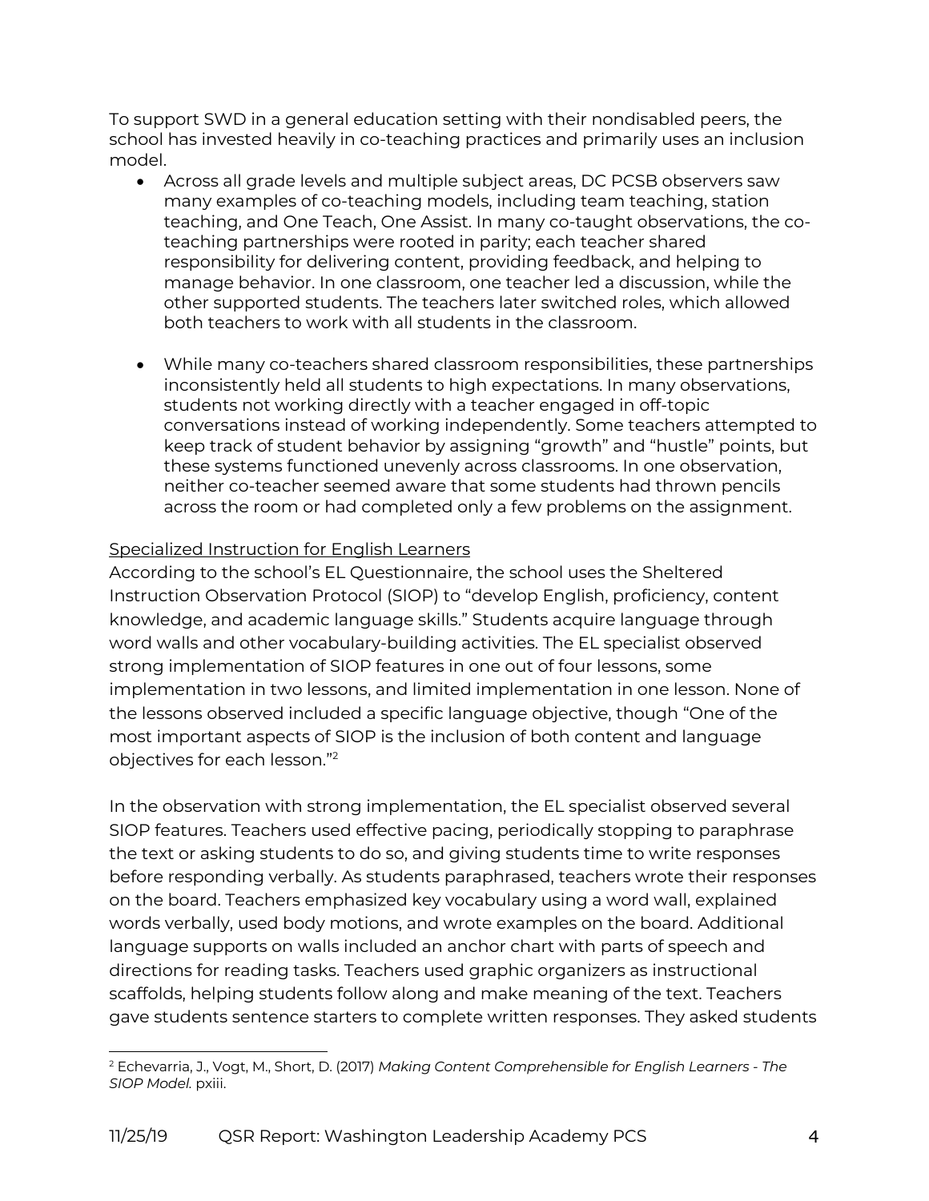To support SWD in a general education setting with their nondisabled peers, the school has invested heavily in co-teaching practices and primarily uses an inclusion model.

- Across all grade levels and multiple subject areas, DC PCSB observers saw many examples of co-teaching models, including team teaching, station teaching, and One Teach, One Assist. In many co-taught observations, the co-teaching partnerships were rooted in parity; each teacher shared responsibility for delivering content, providing feedback, and helping to manage behavior. In one classroom, one teacher led a discussion, while the other supported students. The teachers later switched roles, which allowed both teachers to work with all students in the classroom.

- While many co-teachers shared classroom responsibilities, these partnerships inconsistently held all students to high expectations. In many observations, students not working directly with a teacher engaged in off-topic conversations instead of working independently. Some teachers attempted to keep track of student behavior by assigning "growth" and "hustle" points, but these systems functioned unevenly across classrooms. In one observation, neither co-teacher seemed aware that some students had thrown pencils across the room or had completed only a few problems on the assignment.

<u>Specialized Instruction for English Learners</u>

According to the school's EL Questionnaire, the school uses the Sheltered Instruction Observation Protocol (SIOP) to "develop English, proficiency, content knowledge, and academic language skills." Students acquire language through word walls and other vocabulary-building activities. The EL specialist observed strong implementation of SIOP features in one out of four lessons, some implementation in two lessons, and limited implementation in one lesson. None of the lessons observed included a specific language objective, though "One of the most important aspects of SIOP is the inclusion of both content and language objectives for each lesson."[2]

In the observation with strong implementation, the EL specialist observed several SIOP features. Teachers used effective pacing, periodically stopping to paraphrase the text or asking students to do so, and giving students time to write responses before responding verbally. As students paraphrased, teachers wrote their responses on the board. Teachers emphasized key vocabulary using a word wall, explained words verbally, used body motions, and wrote examples on the board. Additional language supports on walls included an anchor chart with parts of speech and directions for reading tasks. Teachers used graphic organizers as instructional scaffolds, helping students follow along and make meaning of the text. Teachers gave students sentence starters to complete written responses. They asked students

---

[2] Echevarria, J., Vogt, M., Short, D. (2017) *Making Content Comprehensible for English Learners - The SIOP Model.* pxiii.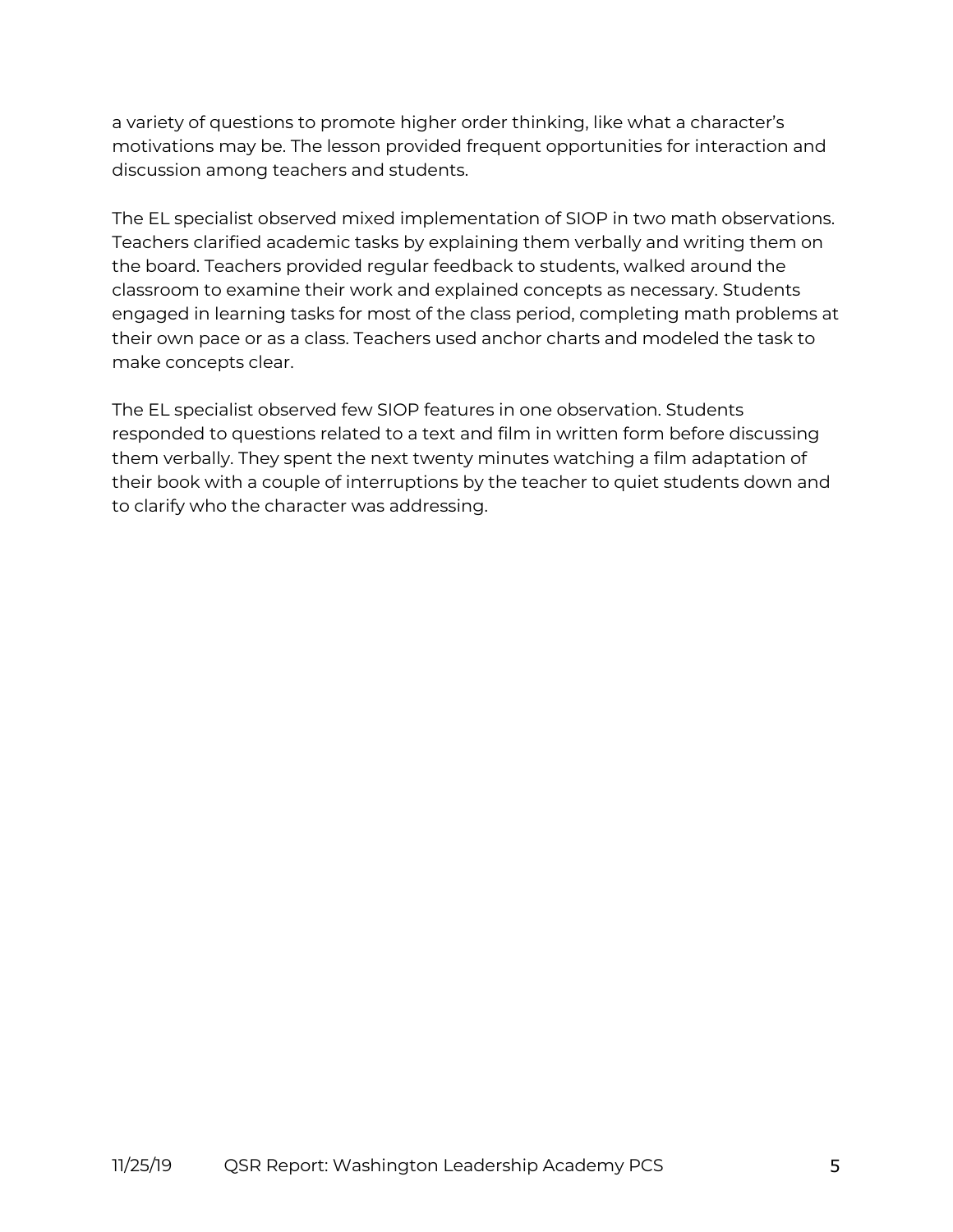a variety of questions to promote higher order thinking, like what a character's motivations may be. The lesson provided frequent opportunities for interaction and discussion among teachers and students.

The EL specialist observed mixed implementation of SIOP in two math observations. Teachers clarified academic tasks by explaining them verbally and writing them on the board. Teachers provided regular feedback to students, walked around the classroom to examine their work and explained concepts as necessary. Students engaged in learning tasks for most of the class period, completing math problems at their own pace or as a class. Teachers used anchor charts and modeled the task to make concepts clear.

The EL specialist observed few SIOP features in one observation. Students responded to questions related to a text and film in written form before discussing them verbally. They spent the next twenty minutes watching a film adaptation of their book with a couple of interruptions by the teacher to quiet students down and to clarify who the character was addressing.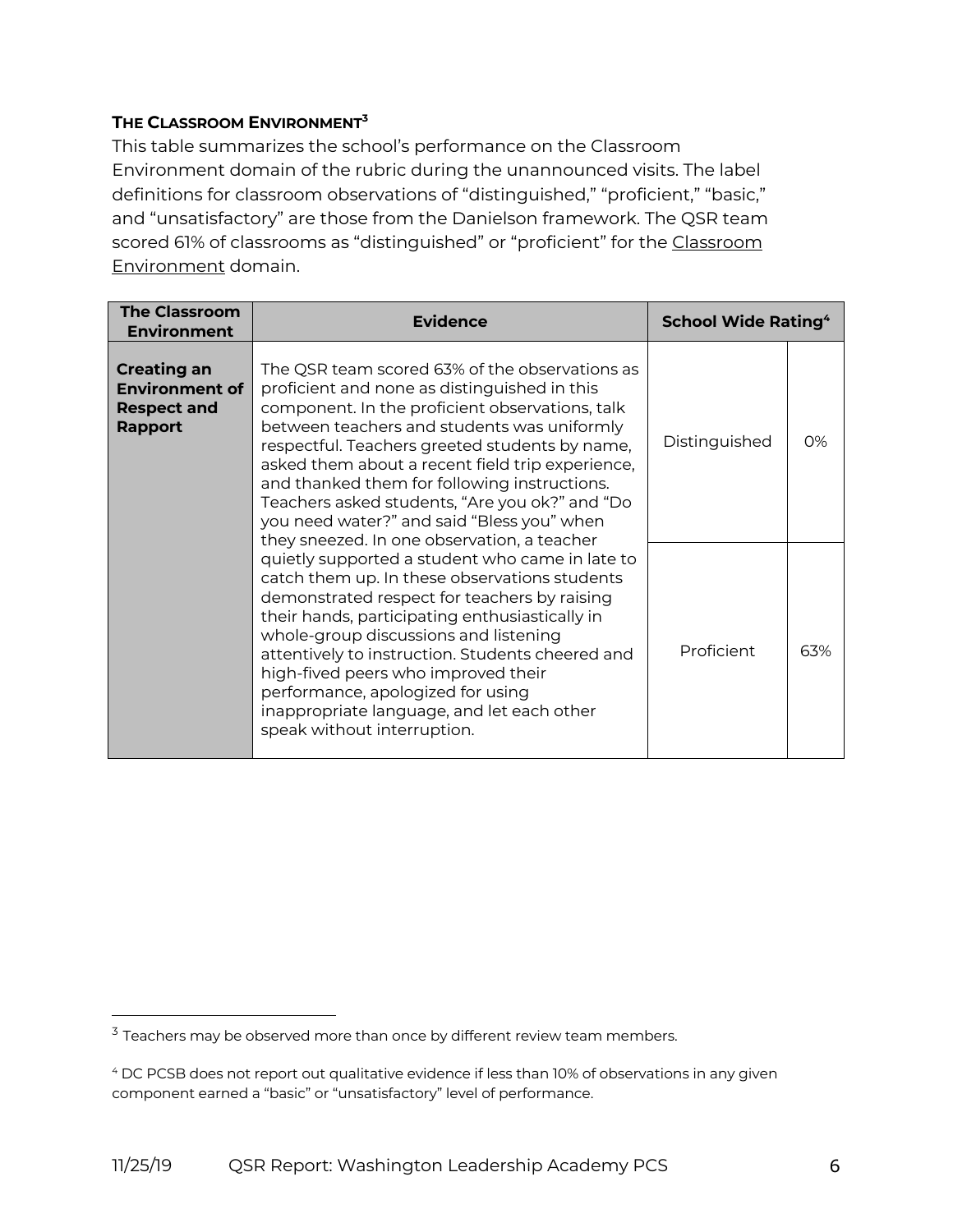### THE CLASSROOM ENVIRONMENT[3]

This table summarizes the school's performance on the Classroom Environment domain of the rubric during the unannounced visits. The label definitions for classroom observations of "distinguished," "proficient," "basic," and "unsatisfactory" are those from the Danielson framework. The QSR team scored 61% of classrooms as "distinguished" or "proficient" for the Classroom Environment domain.

| The Classroom Environment | Evidence | School Wide Rating[4] | |
|---|---|---|---|
| **Creating an Environment of Respect and Rapport** | The QSR team scored 63% of the observations as proficient and none as distinguished in this component. In the proficient observations, talk between teachers and students was uniformly respectful. Teachers greeted students by name, asked them about a recent field trip experience, and thanked them for following instructions. Teachers asked students, "Are you ok?" and "Do you need water?" and said "Bless you" when they sneezed. In one observation, a teacher quietly supported a student who came in late to catch them up. In these observations students demonstrated respect for teachers by raising their hands, participating enthusiastically in whole-group discussions and listening attentively to instruction. Students cheered and high-fived peers who improved their performance, apologized for using inappropriate language, and let each other speak without interruption. | Distinguished | 0% |
| | | Proficient | 63% |

[3] Teachers may be observed more than once by different review team members.

[4] DC PCSB does not report out qualitative evidence if less than 10% of observations in any given component earned a "basic" or "unsatisfactory" level of performance.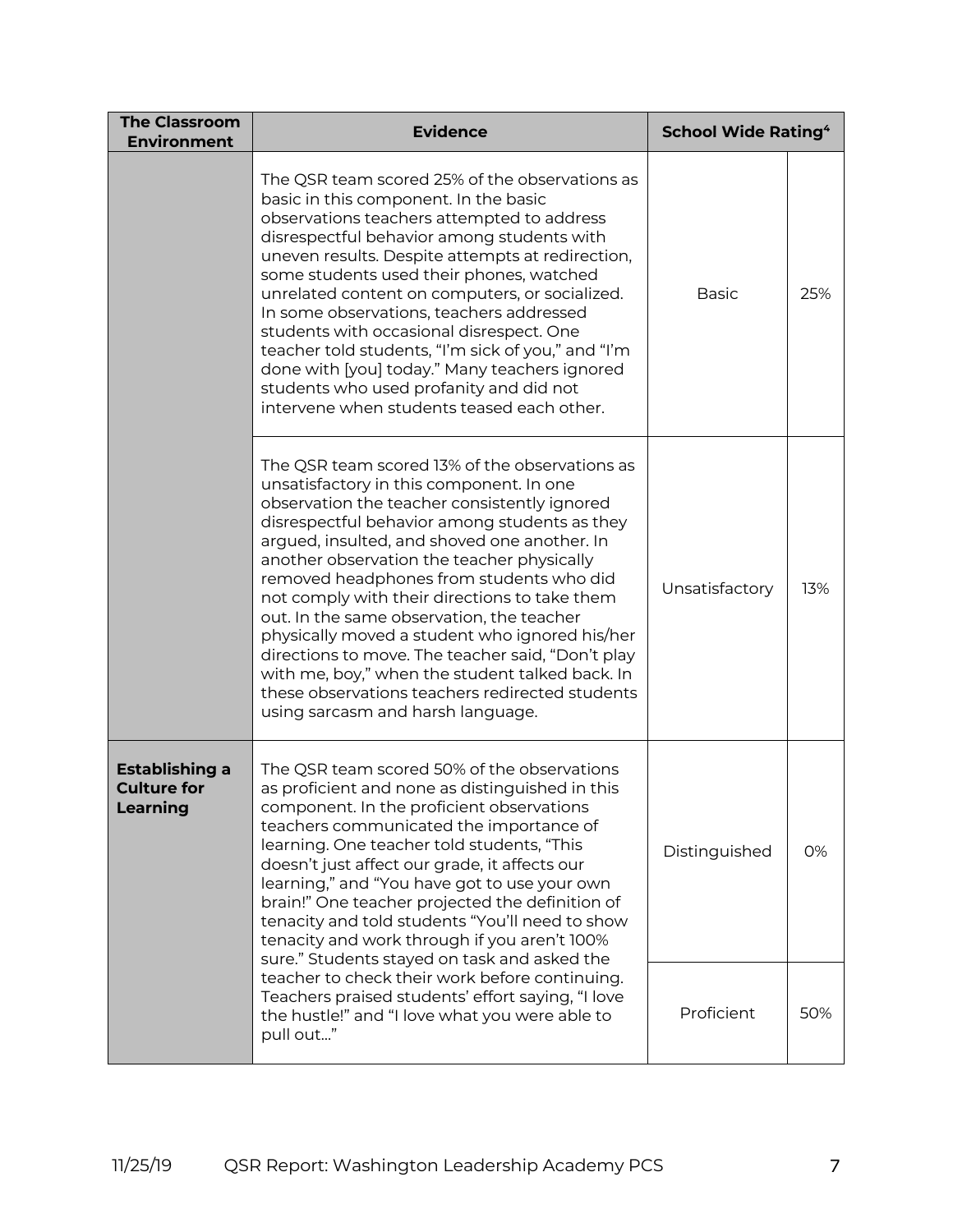| The Classroom Environment | Evidence | School Wide Rating[4] | |
|---|---|---|---|
| | The QSR team scored 25% of the observations as basic in this component. In the basic observations teachers attempted to address disrespectful behavior among students with uneven results. Despite attempts at redirection, some students used their phones, watched unrelated content on computers, or socialized. In some observations, teachers addressed students with occasional disrespect. One teacher told students, "I'm sick of you," and "I'm done with [you] today." Many teachers ignored students who used profanity and did not intervene when students teased each other. | Basic | 25% |
| | The QSR team scored 13% of the observations as unsatisfactory in this component. In one observation the teacher consistently ignored disrespectful behavior among students as they argued, insulted, and shoved one another. In another observation the teacher physically removed headphones from students who did not comply with their directions to take them out. In the same observation, the teacher physically moved a student who ignored his/her directions to move. The teacher said, "Don't play with me, boy," when the student talked back. In these observations teachers redirected students using sarcasm and harsh language. | Unsatisfactory | 13% |
| **Establishing a Culture for Learning** | The QSR team scored 50% of the observations as proficient and none as distinguished in this component. In the proficient observations teachers communicated the importance of learning. One teacher told students, "This doesn't just affect our grade, it affects our learning," and "You have got to use your own brain!" One teacher projected the definition of tenacity and told students "You'll need to show tenacity and work through if you aren't 100% sure." Students stayed on task and asked the teacher to check their work before continuing. Teachers praised students' effort saying, "I love the hustle!" and "I love what you were able to pull out…" | Distinguished | 0% |
| | | Proficient | 50% |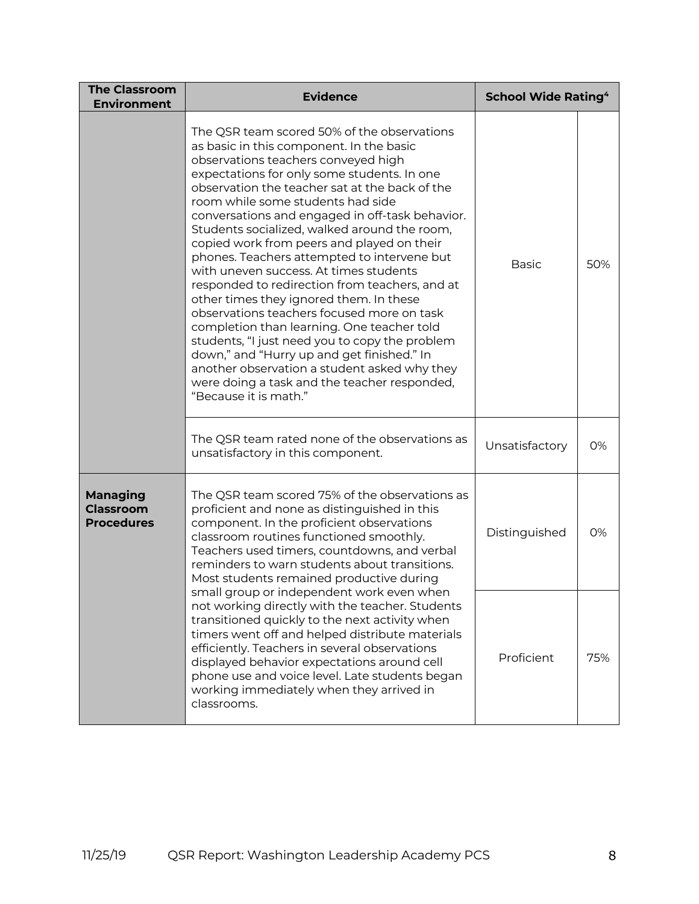| The Classroom Environment | Evidence | School Wide Rating[4] | |
|---|---|---|---|
| | The QSR team scored 50% of the observations as basic in this component. In the basic observations teachers conveyed high expectations for only some students. In one observation the teacher sat at the back of the room while some students had side conversations and engaged in off-task behavior. Students socialized, walked around the room, copied work from peers and played on their phones. Teachers attempted to intervene but with uneven success. At times students responded to redirection from teachers, and at other times they ignored them. In these observations teachers focused more on task completion than learning. One teacher told students, "I just need you to copy the problem down," and "Hurry up and get finished." In another observation a student asked why they were doing a task and the teacher responded, "Because it is math." | Basic | 50% |
| | The QSR team rated none of the observations as unsatisfactory in this component. | Unsatisfactory | 0% |
| **Managing Classroom Procedures** | The QSR team scored 75% of the observations as proficient and none as distinguished in this component. In the proficient observations classroom routines functioned smoothly. Teachers used timers, countdowns, and verbal reminders to warn students about transitions. Most students remained productive during small group or independent work even when not working directly with the teacher. Students transitioned quickly to the next activity when timers went off and helped distribute materials efficiently. Teachers in several observations displayed behavior expectations around cell phone use and voice level. Late students began working immediately when they arrived in classrooms. | Distinguished | 0% |
| | | Proficient | 75% |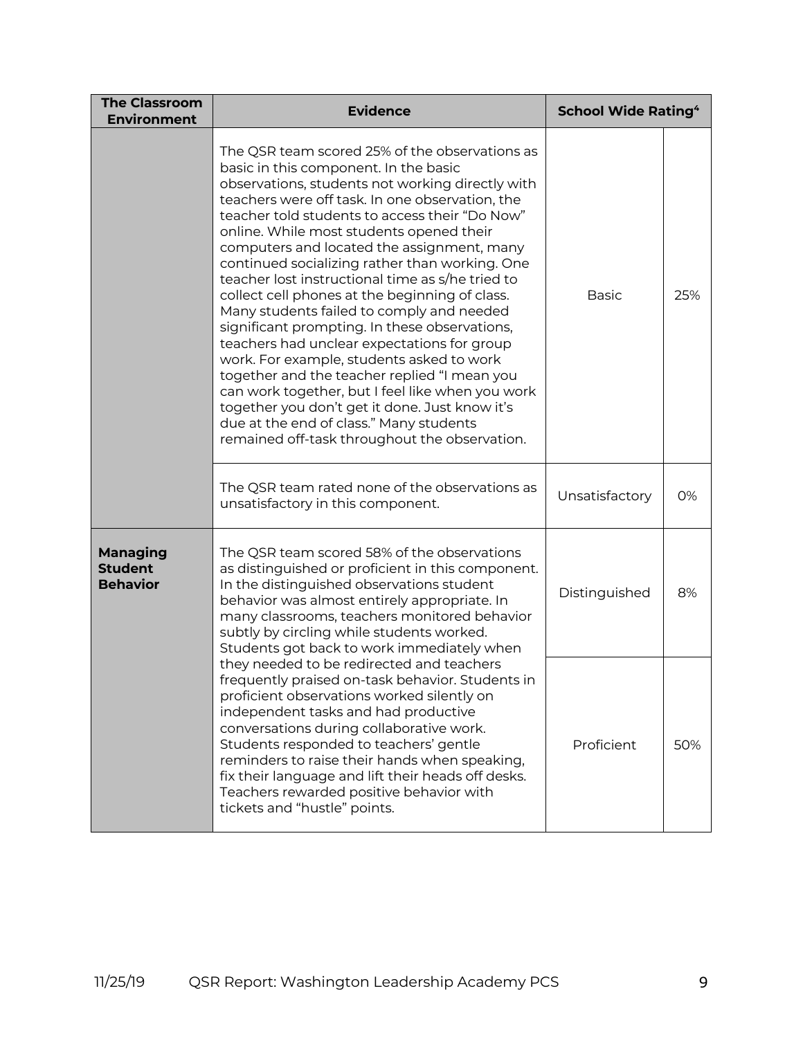| The Classroom Environment | Evidence | School Wide Rating[4] | |
|---|---|---|---|
| | The QSR team scored 25% of the observations as basic in this component. In the basic observations, students not working directly with teachers were off task. In one observation, the teacher told students to access their "Do Now" online. While most students opened their computers and located the assignment, many continued socializing rather than working. One teacher lost instructional time as s/he tried to collect cell phones at the beginning of class. Many students failed to comply and needed significant prompting. In these observations, teachers had unclear expectations for group work. For example, students asked to work together and the teacher replied "I mean you can work together, but I feel like when you work together you don't get it done. Just know it's due at the end of class." Many students remained off-task throughout the observation. | Basic | 25% |
| | The QSR team rated none of the observations as unsatisfactory in this component. | Unsatisfactory | 0% |
| **Managing Student Behavior** | The QSR team scored 58% of the observations as distinguished or proficient in this component. In the distinguished observations student behavior was almost entirely appropriate. In many classrooms, teachers monitored behavior subtly by circling while students worked. Students got back to work immediately when they needed to be redirected and teachers frequently praised on-task behavior. Students in proficient observations worked silently on independent tasks and had productive conversations during collaborative work. Students responded to teachers' gentle reminders to raise their hands when speaking, fix their language and lift their heads off desks. Teachers rewarded positive behavior with tickets and "hustle" points. | Distinguished | 8% |
| | | Proficient | 50% |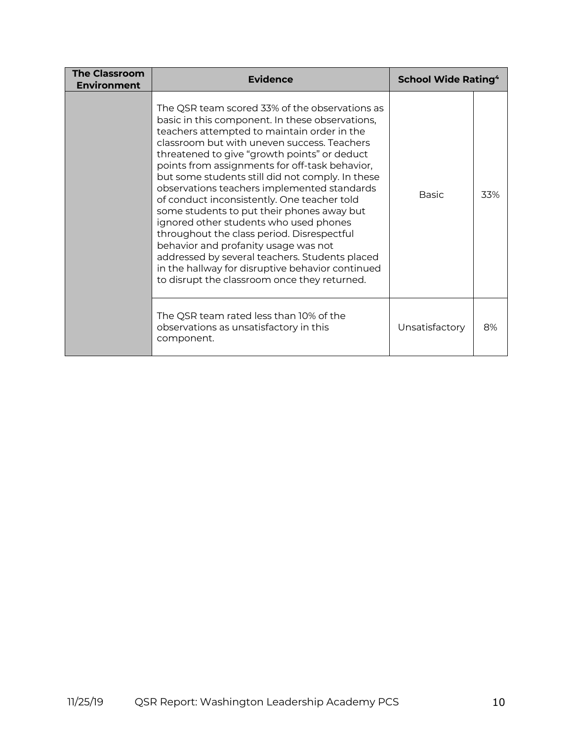| The Classroom Environment | Evidence | School Wide Rating[4] | |
|---|---|---|---|
| | The QSR team scored 33% of the observations as basic in this component. In these observations, teachers attempted to maintain order in the classroom but with uneven success. Teachers threatened to give "growth points" or deduct points from assignments for off-task behavior, but some students still did not comply. In these observations teachers implemented standards of conduct inconsistently. One teacher told some students to put their phones away but ignored other students who used phones throughout the class period. Disrespectful behavior and profanity usage was not addressed by several teachers. Students placed in the hallway for disruptive behavior continued to disrupt the classroom once they returned. | Basic | 33% |
| | The QSR team rated less than 10% of the observations as unsatisfactory in this component. | Unsatisfactory | 8% |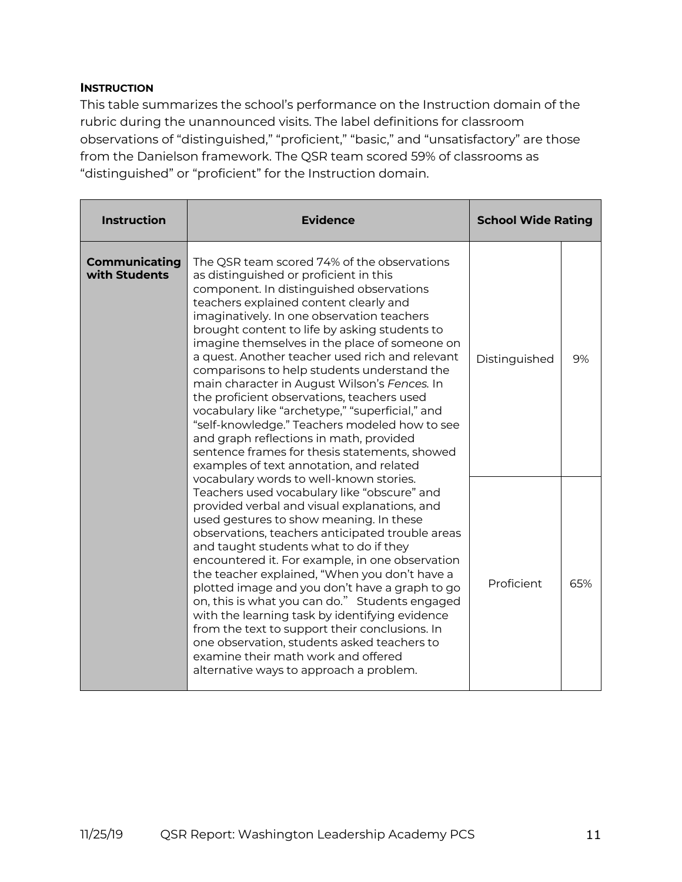### INSTRUCTION

This table summarizes the school's performance on the Instruction domain of the rubric during the unannounced visits. The label definitions for classroom observations of "distinguished," "proficient," "basic," and "unsatisfactory" are those from the Danielson framework. The QSR team scored 59% of classrooms as "distinguished" or "proficient" for the Instruction domain.

| Instruction | Evidence | School Wide Rating | |
|---|---|---|---|
| **Communicating with Students** | The QSR team scored 74% of the observations as distinguished or proficient in this component. In distinguished observations teachers explained content clearly and imaginatively. In one observation teachers brought content to life by asking students to imagine themselves in the place of someone on a quest. Another teacher used rich and relevant comparisons to help students understand the main character in August Wilson's *Fences.* In the proficient observations, teachers used vocabulary like "archetype," "superficial," and "self-knowledge." Teachers modeled how to see and graph reflections in math, provided sentence frames for thesis statements, showed examples of text annotation, and related vocabulary words to well-known stories. Teachers used vocabulary like "obscure" and provided verbal and visual explanations, and used gestures to show meaning. In these observations, teachers anticipated trouble areas and taught students what to do if they encountered it. For example, in one observation the teacher explained, "When you don't have a plotted image and you don't have a graph to go on, this is what you can do." Students engaged with the learning task by identifying evidence from the text to support their conclusions. In one observation, students asked teachers to examine their math work and offered alternative ways to approach a problem. | Distinguished | 9% |
| | | Proficient | 65% |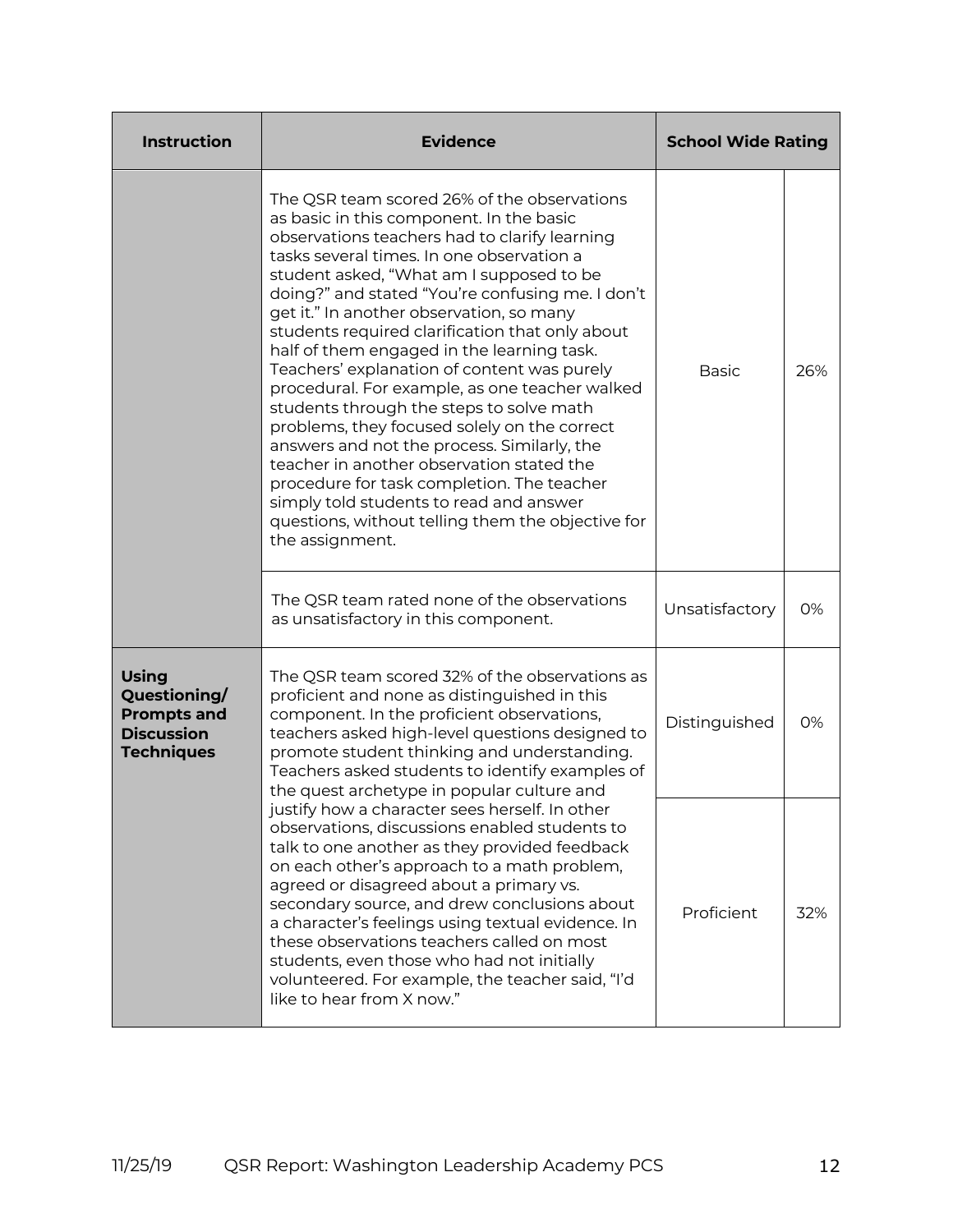| Instruction | Evidence | School Wide Rating | |
|---|---|---|---|
| | The QSR team scored 26% of the observations as basic in this component. In the basic observations teachers had to clarify learning tasks several times. In one observation a student asked, "What am I supposed to be doing?" and stated "You're confusing me. I don't get it." In another observation, so many students required clarification that only about half of them engaged in the learning task. Teachers' explanation of content was purely procedural. For example, as one teacher walked students through the steps to solve math problems, they focused solely on the correct answers and not the process. Similarly, the teacher in another observation stated the procedure for task completion. The teacher simply told students to read and answer questions, without telling them the objective for the assignment. | Basic | 26% |
| | The QSR team rated none of the observations as unsatisfactory in this component. | Unsatisfactory | 0% |
| **Using Questioning/ Prompts and Discussion Techniques** | The QSR team scored 32% of the observations as proficient and none as distinguished in this component. In the proficient observations, teachers asked high-level questions designed to promote student thinking and understanding. Teachers asked students to identify examples of the quest archetype in popular culture and justify how a character sees herself. In other observations, discussions enabled students to talk to one another as they provided feedback on each other's approach to a math problem, agreed or disagreed about a primary vs. secondary source, and drew conclusions about a character's feelings using textual evidence. In these observations teachers called on most students, even those who had not initially volunteered. For example, the teacher said, "I'd like to hear from X now." | Distinguished | 0% |
| | | Proficient | 32% |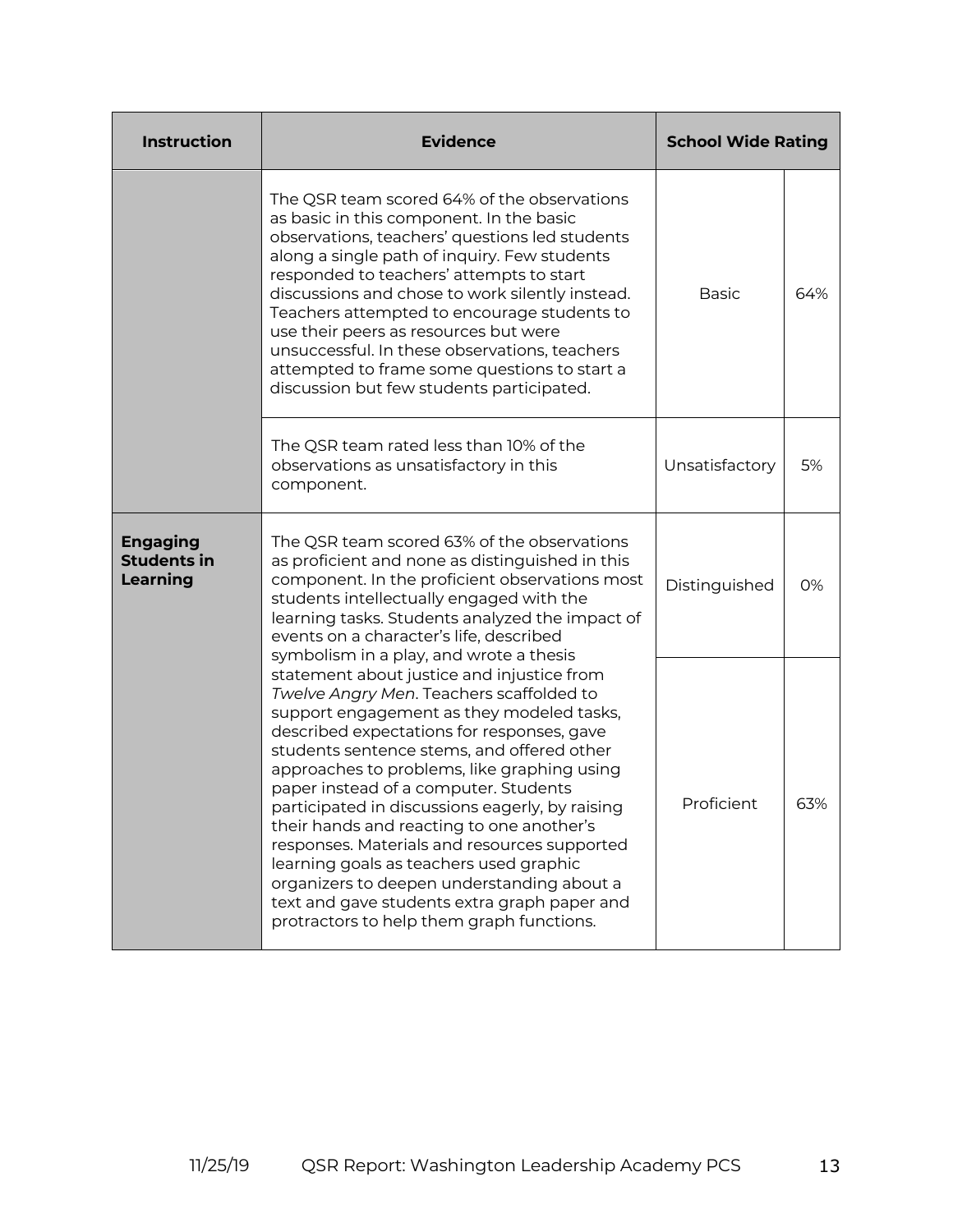| Instruction | Evidence | School Wide Rating | |
|---|---|---|---|
| | The QSR team scored 64% of the observations as basic in this component. In the basic observations, teachers' questions led students along a single path of inquiry. Few students responded to teachers' attempts to start discussions and chose to work silently instead. Teachers attempted to encourage students to use their peers as resources but were unsuccessful. In these observations, teachers attempted to frame some questions to start a discussion but few students participated. | Basic | 64% |
| | The QSR team rated less than 10% of the observations as unsatisfactory in this component. | Unsatisfactory | 5% |
| **Engaging Students in Learning** | The QSR team scored 63% of the observations as proficient and none as distinguished in this component. In the proficient observations most students intellectually engaged with the learning tasks. Students analyzed the impact of events on a character's life, described symbolism in a play, and wrote a thesis statement about justice and injustice from *Twelve Angry Men*. Teachers scaffolded to support engagement as they modeled tasks, described expectations for responses, gave students sentence stems, and offered other approaches to problems, like graphing using paper instead of a computer. Students participated in discussions eagerly, by raising their hands and reacting to one another's responses. Materials and resources supported learning goals as teachers used graphic organizers to deepen understanding about a text and gave students extra graph paper and protractors to help them graph functions. | Distinguished | 0% |
| | | Proficient | 63% |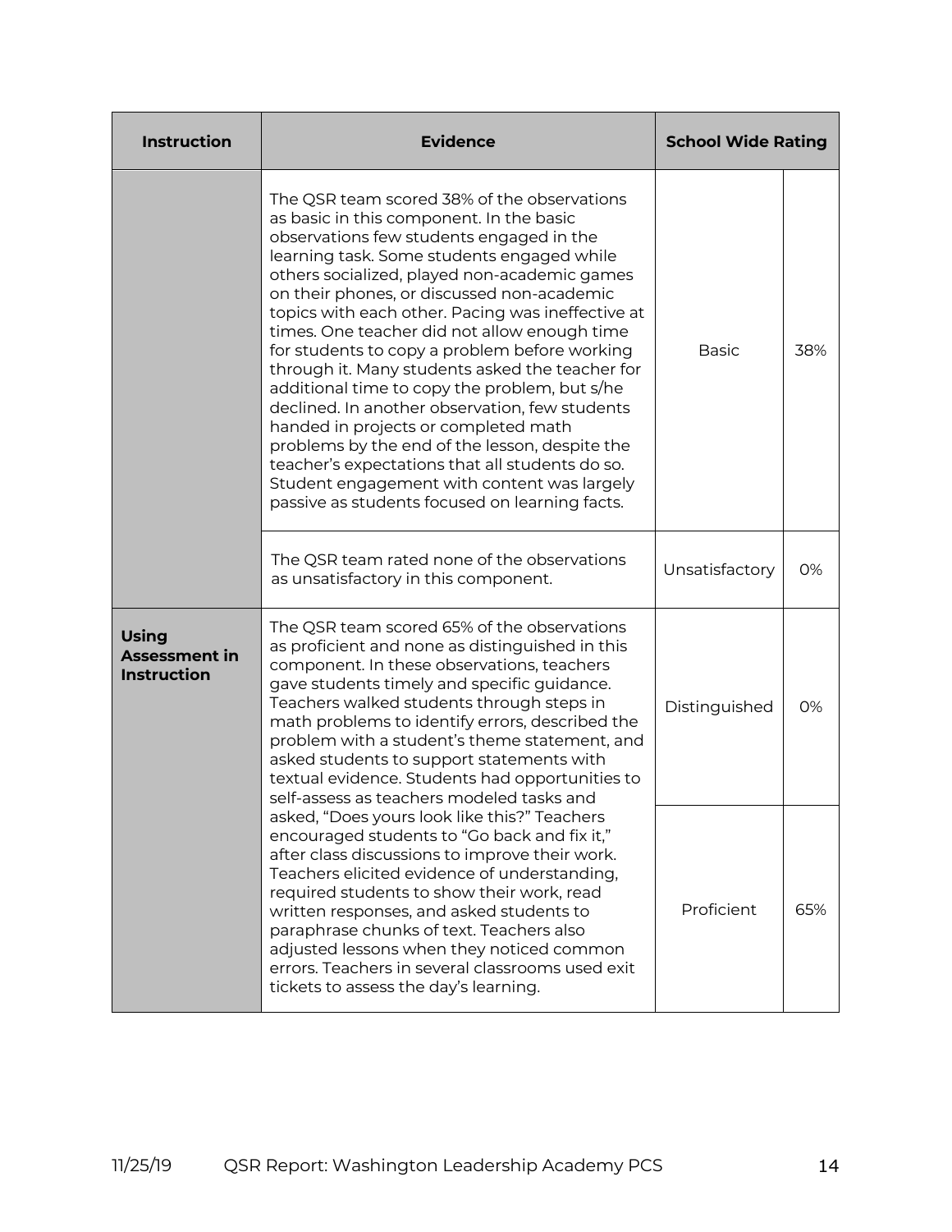| Instruction | Evidence | School Wide Rating | |
|---|---|---|---|
| | The QSR team scored 38% of the observations as basic in this component. In the basic observations few students engaged in the learning task. Some students engaged while others socialized, played non-academic games on their phones, or discussed non-academic topics with each other. Pacing was ineffective at times. One teacher did not allow enough time for students to copy a problem before working through it. Many students asked the teacher for additional time to copy the problem, but s/he declined. In another observation, few students handed in projects or completed math problems by the end of the lesson, despite the teacher's expectations that all students do so. Student engagement with content was largely passive as students focused on learning facts. | Basic | 38% |
| | The QSR team rated none of the observations as unsatisfactory in this component. | Unsatisfactory | 0% |
| **Using Assessment in Instruction** | The QSR team scored 65% of the observations as proficient and none as distinguished in this component. In these observations, teachers gave students timely and specific guidance. Teachers walked students through steps in math problems to identify errors, described the problem with a student's theme statement, and asked students to support statements with textual evidence. Students had opportunities to self-assess as teachers modeled tasks and asked, "Does yours look like this?" Teachers encouraged students to "Go back and fix it," after class discussions to improve their work. Teachers elicited evidence of understanding, required students to show their work, read written responses, and asked students to paraphrase chunks of text. Teachers also adjusted lessons when they noticed common errors. Teachers in several classrooms used exit tickets to assess the day's learning. | Distinguished | 0% |
| | | Proficient | 65% |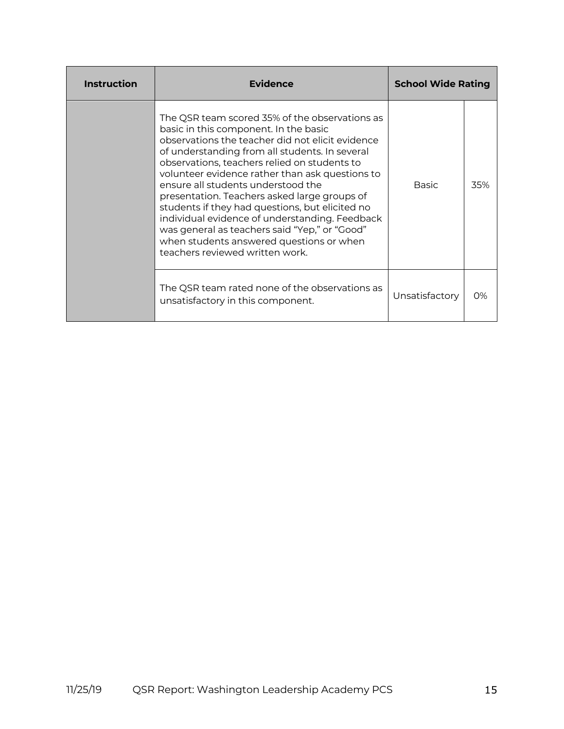| Instruction | Evidence | School Wide Rating | |
|---|---|---|---|
| | The QSR team scored 35% of the observations as basic in this component. In the basic observations the teacher did not elicit evidence of understanding from all students. In several observations, teachers relied on students to volunteer evidence rather than ask questions to ensure all students understood the presentation. Teachers asked large groups of students if they had questions, but elicited no individual evidence of understanding. Feedback was general as teachers said "Yep," or "Good" when students answered questions or when teachers reviewed written work. | Basic | 35% |
| | The QSR team rated none of the observations as unsatisfactory in this component. | Unsatisfactory | 0% |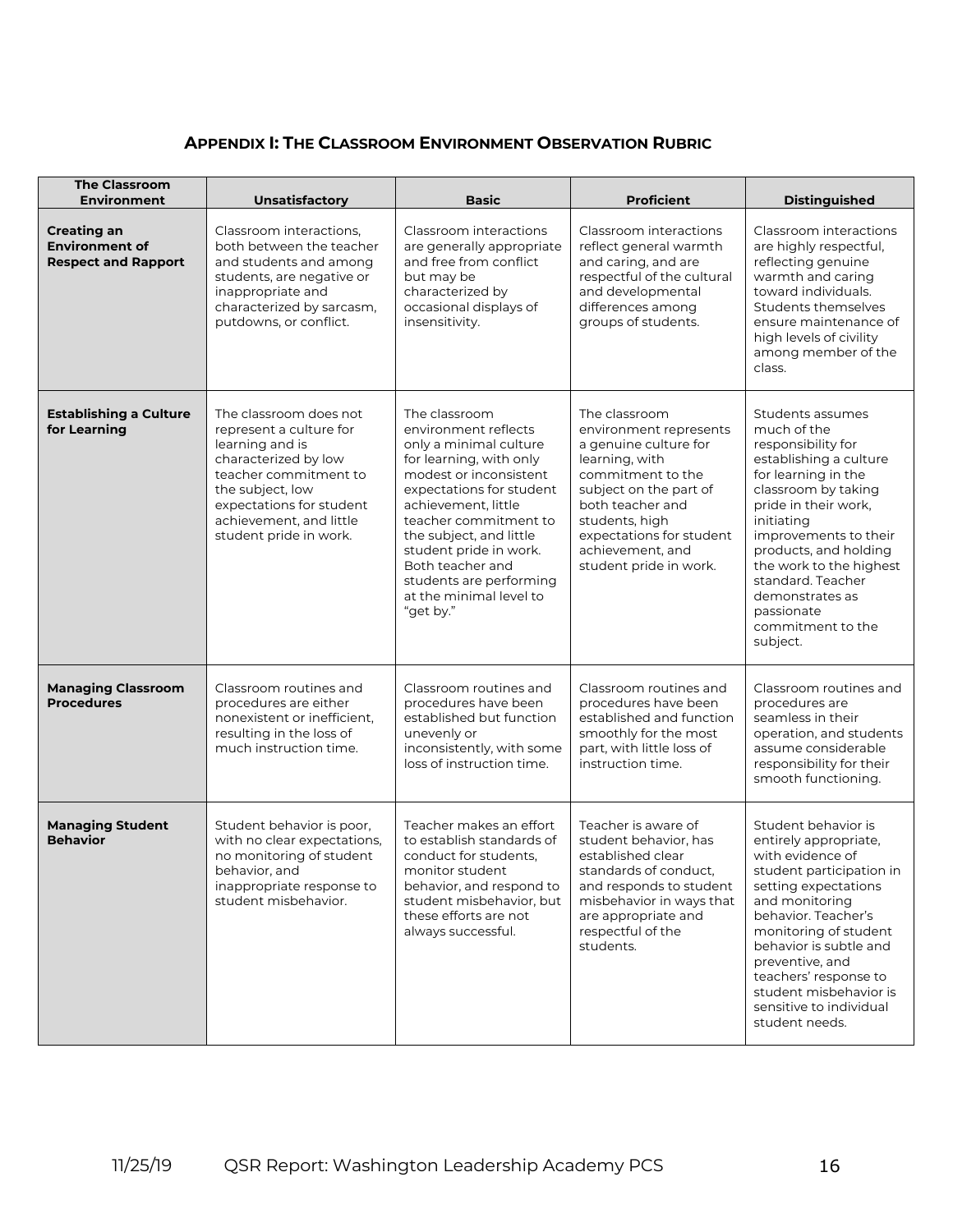## Appendix I: The Classroom Environment Observation Rubric

| The Classroom Environment | Unsatisfactory | Basic | Proficient | Distinguished |
|---|---|---|---|---|
| **Creating an Environment of Respect and Rapport** | Classroom interactions, both between the teacher and students and among students, are negative or inappropriate and characterized by sarcasm, putdowns, or conflict. | Classroom interactions are generally appropriate and free from conflict but may be characterized by occasional displays of insensitivity. | Classroom interactions reflect general warmth and caring, and are respectful of the cultural and developmental differences among groups of students. | Classroom interactions are highly respectful, reflecting genuine warmth and caring toward individuals. Students themselves ensure maintenance of high levels of civility among member of the class. |
| **Establishing a Culture for Learning** | The classroom does not represent a culture for learning and is characterized by low teacher commitment to the subject, low expectations for student achievement, and little student pride in work. | The classroom environment reflects only a minimal culture for learning, with only modest or inconsistent expectations for student achievement, little teacher commitment to the subject, and little student pride in work. Both teacher and students are performing at the minimal level to "get by." | The classroom environment represents a genuine culture for learning, with commitment to the subject on the part of both teacher and students, high expectations for student achievement, and student pride in work. | Students assumes much of the responsibility for establishing a culture for learning in the classroom by taking pride in their work, initiating improvements to their products, and holding the work to the highest standard. Teacher demonstrates as passionate commitment to the subject. |
| **Managing Classroom Procedures** | Classroom routines and procedures are either nonexistent or inefficient, resulting in the loss of much instruction time. | Classroom routines and procedures have been established but function unevenly or inconsistently, with some loss of instruction time. | Classroom routines and procedures have been established and function smoothly for the most part, with little loss of instruction time. | Classroom routines and procedures are seamless in their operation, and students assume considerable responsibility for their smooth functioning. |
| **Managing Student Behavior** | Student behavior is poor, with no clear expectations, no monitoring of student behavior, and inappropriate response to student misbehavior. | Teacher makes an effort to establish standards of conduct for students, monitor student behavior, and respond to student misbehavior, but these efforts are not always successful. | Teacher is aware of student behavior, has established clear standards of conduct, and responds to student misbehavior in ways that are appropriate and respectful of the students. | Student behavior is entirely appropriate, with evidence of student participation in setting expectations and monitoring behavior. Teacher's monitoring of student behavior is subtle and preventive, and teachers' response to student misbehavior is sensitive to individual student needs. |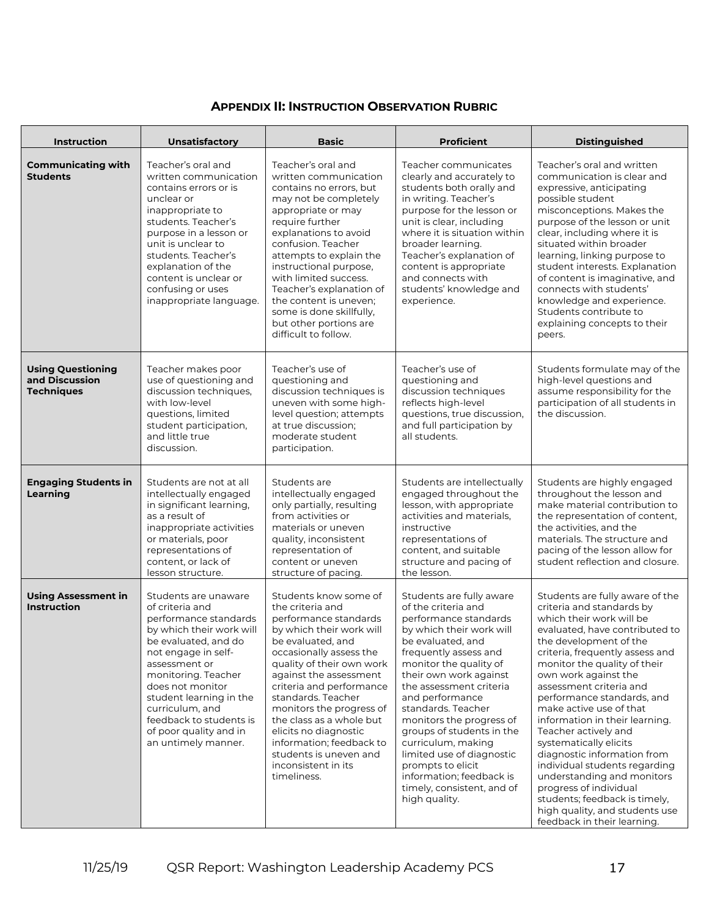## APPENDIX II: INSTRUCTION OBSERVATION RUBRIC

| Instruction | Unsatisfactory | Basic | Proficient | Distinguished |
|---|---|---|---|---|
| **Communicating with Students** | Teacher's oral and written communication contains errors or is unclear or inappropriate to students. Teacher's purpose in a lesson or unit is unclear to students. Teacher's explanation of the content is unclear or confusing or uses inappropriate language. | Teacher's oral and written communication contains no errors, but may not be completely appropriate or may require further explanations to avoid confusion. Teacher attempts to explain the instructional purpose, with limited success. Teacher's explanation of the content is uneven; some is done skillfully, but other portions are difficult to follow. | Teacher communicates clearly and accurately to students both orally and in writing. Teacher's purpose for the lesson or unit is clear, including where it is situation within broader learning. Teacher's explanation of content is appropriate and connects with students' knowledge and experience. | Teacher's oral and written communication is clear and expressive, anticipating possible student misconceptions. Makes the purpose of the lesson or unit clear, including where it is situated within broader learning, linking purpose to student interests. Explanation of content is imaginative, and connects with students' knowledge and experience. Students contribute to explaining concepts to their peers. |
| **Using Questioning and Discussion Techniques** | Teacher makes poor use of questioning and discussion techniques, with low-level questions, limited student participation, and little true discussion. | Teacher's use of questioning and discussion techniques is uneven with some high-level question; attempts at true discussion; moderate student participation. | Teacher's use of questioning and discussion techniques reflects high-level questions, true discussion, and full participation by all students. | Students formulate may of the high-level questions and assume responsibility for the participation of all students in the discussion. |
| **Engaging Students in Learning** | Students are not at all intellectually engaged in significant learning, as a result of inappropriate activities or materials, poor representations of content, or lack of lesson structure. | Students are intellectually engaged only partially, resulting from activities or materials or uneven quality, inconsistent representation of content or uneven structure of pacing. | Students are intellectually engaged throughout the lesson, with appropriate activities and materials, instructive representations of content, and suitable structure and pacing of the lesson. | Students are highly engaged throughout the lesson and make material contribution to the representation of content, the activities, and the materials. The structure and pacing of the lesson allow for student reflection and closure. |
| **Using Assessment in Instruction** | Students are unaware of criteria and performance standards by which their work will be evaluated, and do not engage in self-assessment or monitoring. Teacher does not monitor student learning in the curriculum, and feedback to students is of poor quality and in an untimely manner. | Students know some of the criteria and performance standards by which their work will be evaluated, and occasionally assess the quality of their own work against the assessment criteria and performance standards. Teacher monitors the progress of the class as a whole but elicits no diagnostic information; feedback to students is uneven and inconsistent in its timeliness. | Students are fully aware of the criteria and performance standards by which their work will be evaluated, and frequently assess and monitor the quality of their own work against the assessment criteria and performance standards. Teacher monitors the progress of groups of students in the curriculum, making limited use of diagnostic prompts to elicit information; feedback is timely, consistent, and of high quality. | Students are fully aware of the criteria and standards by which their work will be evaluated, have contributed to the development of the criteria, frequently assess and monitor the quality of their own work against the assessment criteria and performance standards, and make active use of that information in their learning. Teacher actively and systematically elicits diagnostic information from individual students regarding understanding and monitors progress of individual students; feedback is timely, high quality, and students use feedback in their learning. |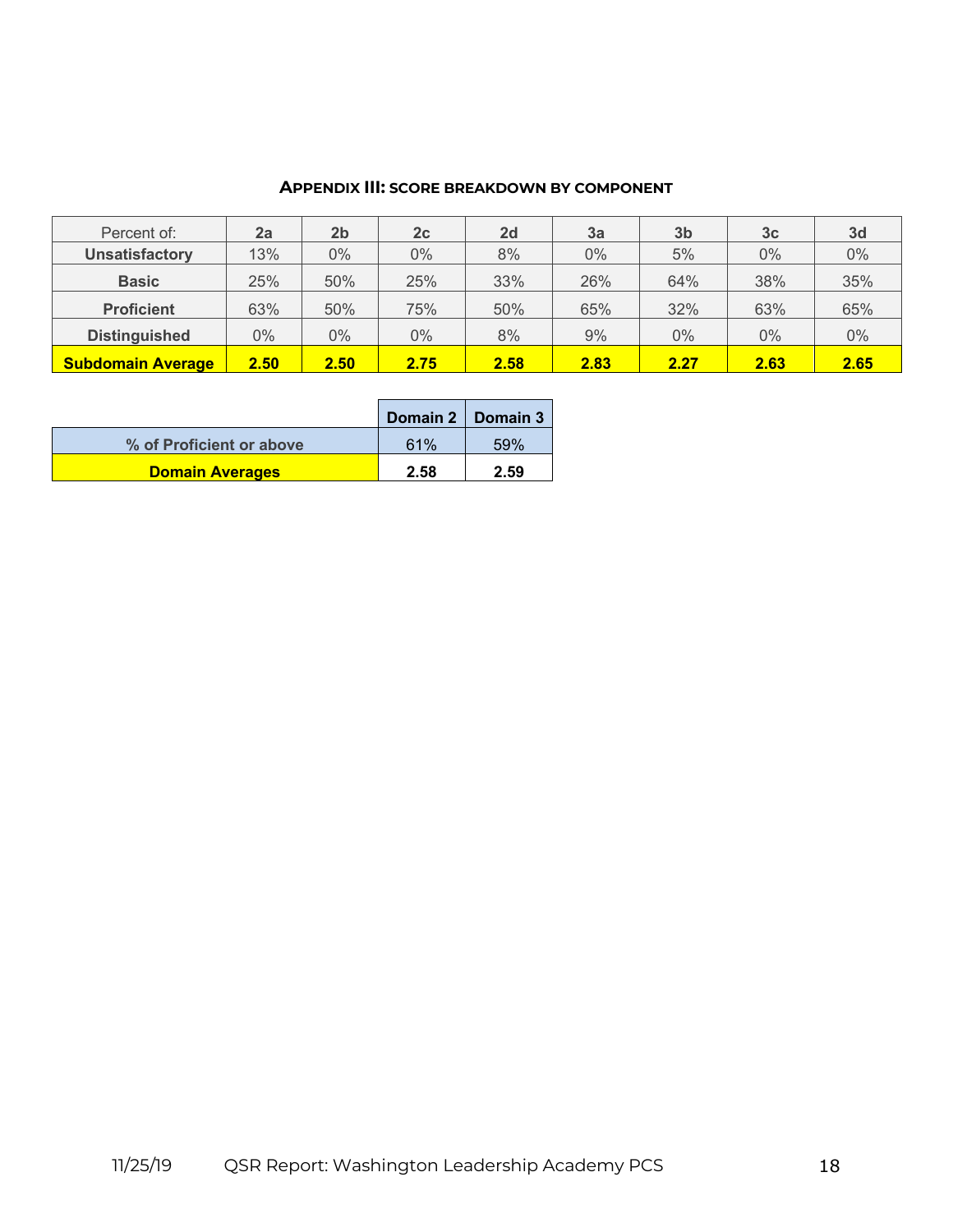## APPENDIX III: SCORE BREAKDOWN BY COMPONENT

| Percent of: | 2a | 2b | 2c | 2d | 3a | 3b | 3c | 3d |
|---|---|---|---|---|---|---|---|---|
| **Unsatisfactory** | 13% | 0% | 0% | 8% | 0% | 5% | 0% | 0% |
| **Basic** | 25% | 50% | 25% | 33% | 26% | 64% | 38% | 35% |
| **Proficient** | 63% | 50% | 75% | 50% | 65% | 32% | 63% | 65% |
| **Distinguished** | 0% | 0% | 0% | 8% | 9% | 0% | 0% | 0% |
| **Subdomain Average** | **2.50** | **2.50** | **2.75** | **2.58** | **2.83** | **2.27** | **2.63** | **2.65** |

| | Domain 2 | Domain 3 |
|---|---|---|
| **% of Proficient or above** | 61% | 59% |
| **Domain Averages** | **2.58** | **2.59** |